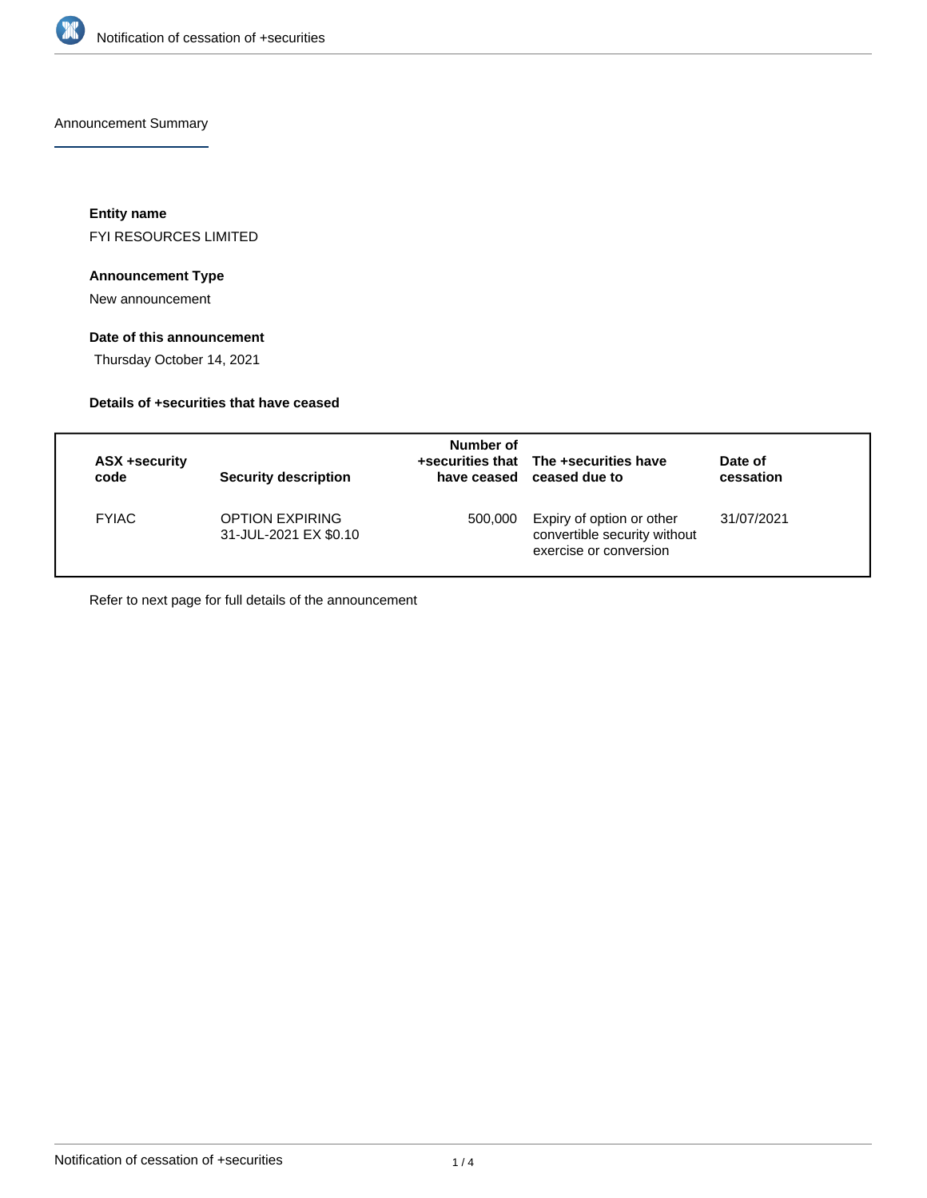# Notification of cessation of +securities

## Announcement Summary

### Entity name

FYI RESOURCES LIMITED

### Announcement Type

New announcement

### Date of this announcement

Thursday October 14, 2021

### Details of +securities that have ceased

| ASX +security code | Security description | Number of +securities that have ceased | The +securities have ceased due to | Date of cessation |
|---|---|---|---|---|
| FYIAC | OPTION EXPIRING 31-JUL-2021 EX $0.10 | 500,000 | Expiry of option or other convertible security without exercise or conversion | 31/07/2021 |

Refer to next page for full details of the announcement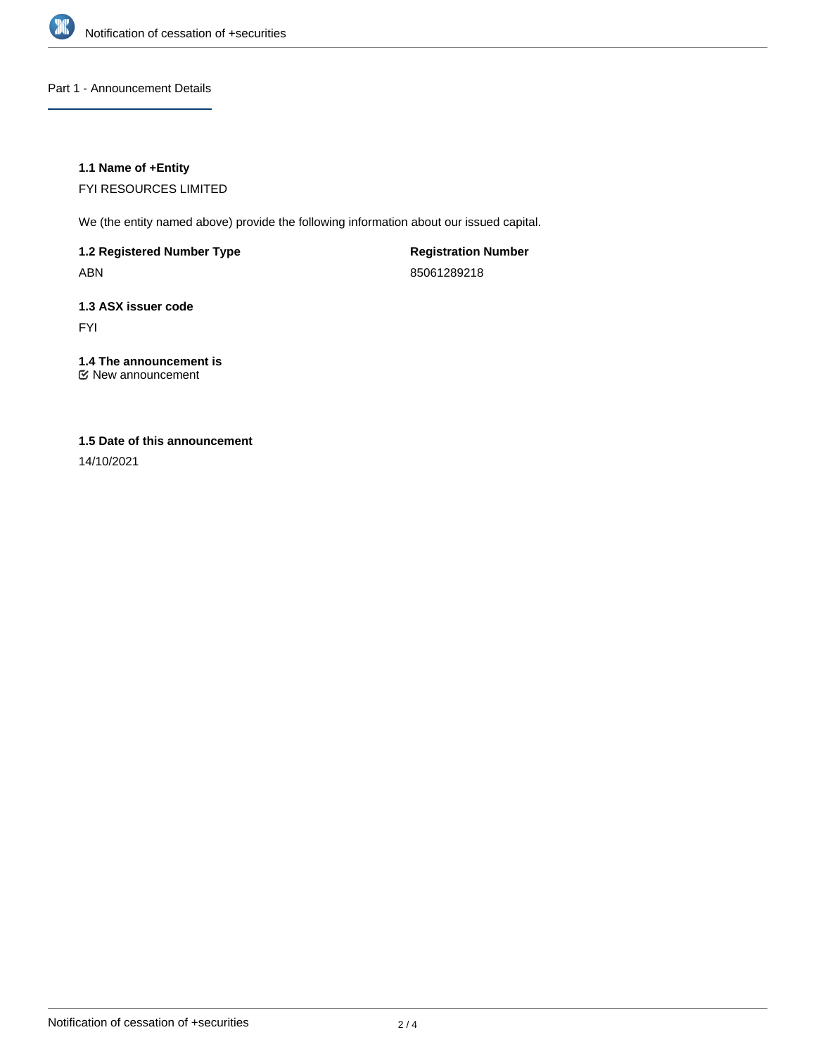## Part 1 - Announcement Details

### 1.1 Name of +Entity

FYI RESOURCES LIMITED

We (the entity named above) provide the following information about our issued capital.

**1.2 Registered Number Type**

ABN

**Registration Number**

85061289218

### 1.3 ASX issuer code

FYI

### 1.4 The announcement is

☑ New announcement

### 1.5 Date of this announcement

14/10/2021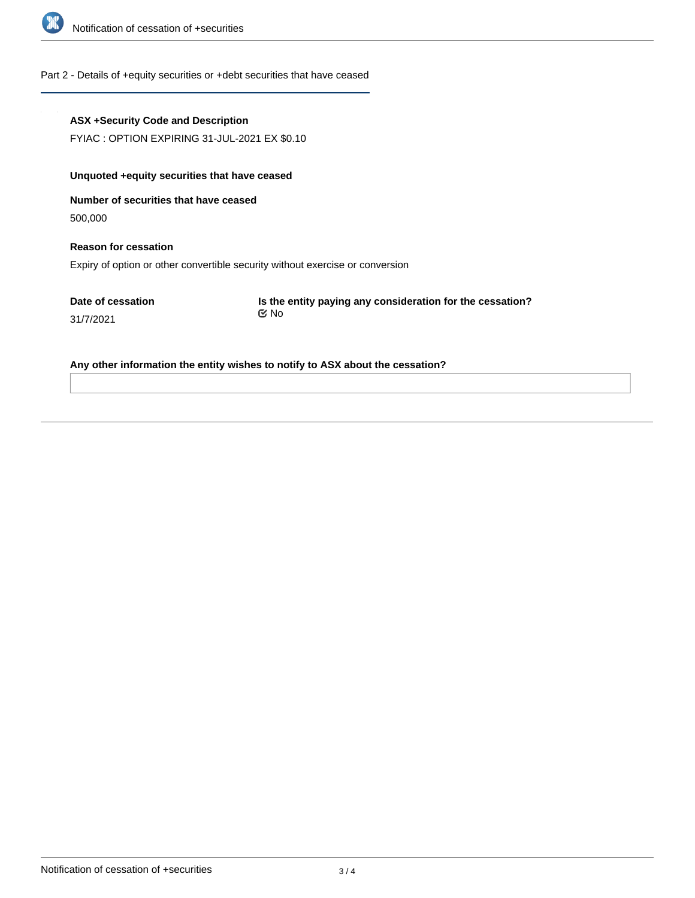Part 2 - Details of +equity securities or +debt securities that have ceased

**ASX +Security Code and Description**

FYIAC : OPTION EXPIRING 31-JUL-2021 EX $0.10

**Unquoted +equity securities that have ceased**

**Number of securities that have ceased**

500,000

**Reason for cessation**

Expiry of option or other convertible security without exercise or conversion

**Date of cessation**

31/7/2021

**Is the entity paying any consideration for the cessation?**

No

**Any other information the entity wishes to notify to ASX about the cessation?**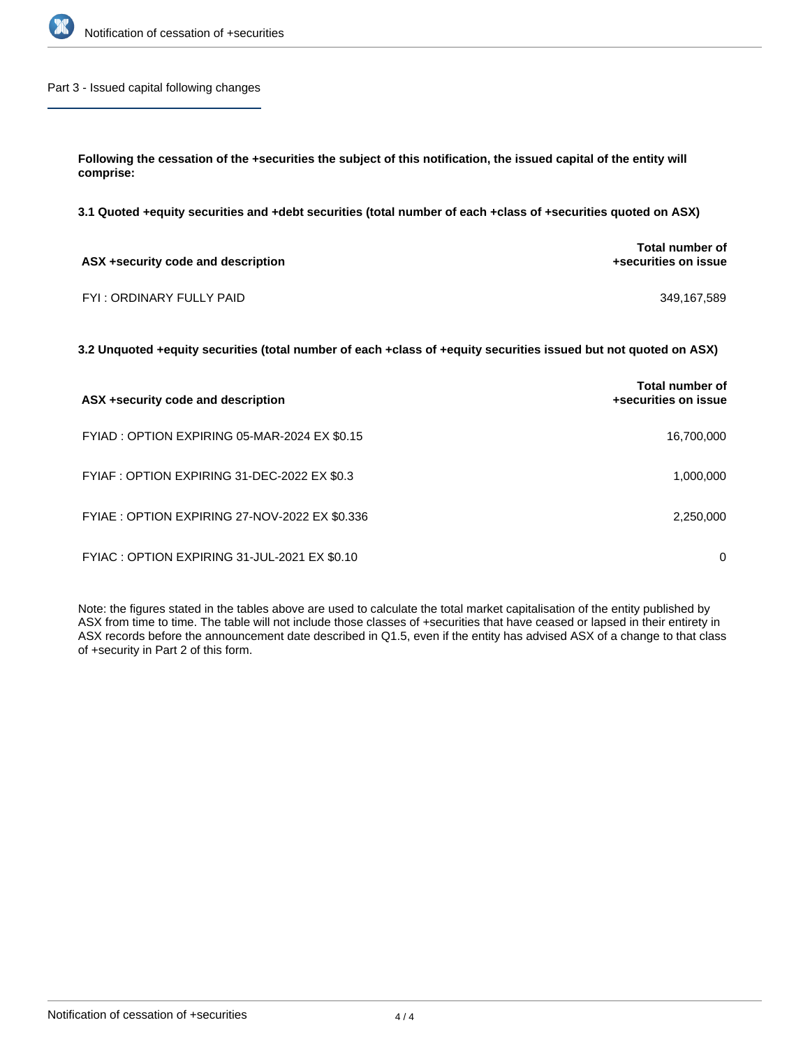## Part 3 - Issued capital following changes

**Following the cessation of the +securities the subject of this notification, the issued capital of the entity will comprise:**

**3.1 Quoted +equity securities and +debt securities (total number of each +class of +securities quoted on ASX)**

| ASX +security code and description | Total number of +securities on issue |
|---|---|
| FYI : ORDINARY FULLY PAID | 349,167,589 |

**3.2 Unquoted +equity securities (total number of each +class of +equity securities issued but not quoted on ASX)**

| ASX +security code and description | Total number of +securities on issue |
|---|---|
| FYIAD : OPTION EXPIRING 05-MAR-2024 EX $0.15 | 16,700,000 |
| FYIAF : OPTION EXPIRING 31-DEC-2022 EX $0.3 | 1,000,000 |
| FYIAE : OPTION EXPIRING 27-NOV-2022 EX $0.336 | 2,250,000 |
| FYIAC : OPTION EXPIRING 31-JUL-2021 EX $0.10 | 0 |

Note: the figures stated in the tables above are used to calculate the total market capitalisation of the entity published by ASX from time to time. The table will not include those classes of +securities that have ceased or lapsed in their entirety in ASX records before the announcement date described in Q1.5, even if the entity has advised ASX of a change to that class of +security in Part 2 of this form.